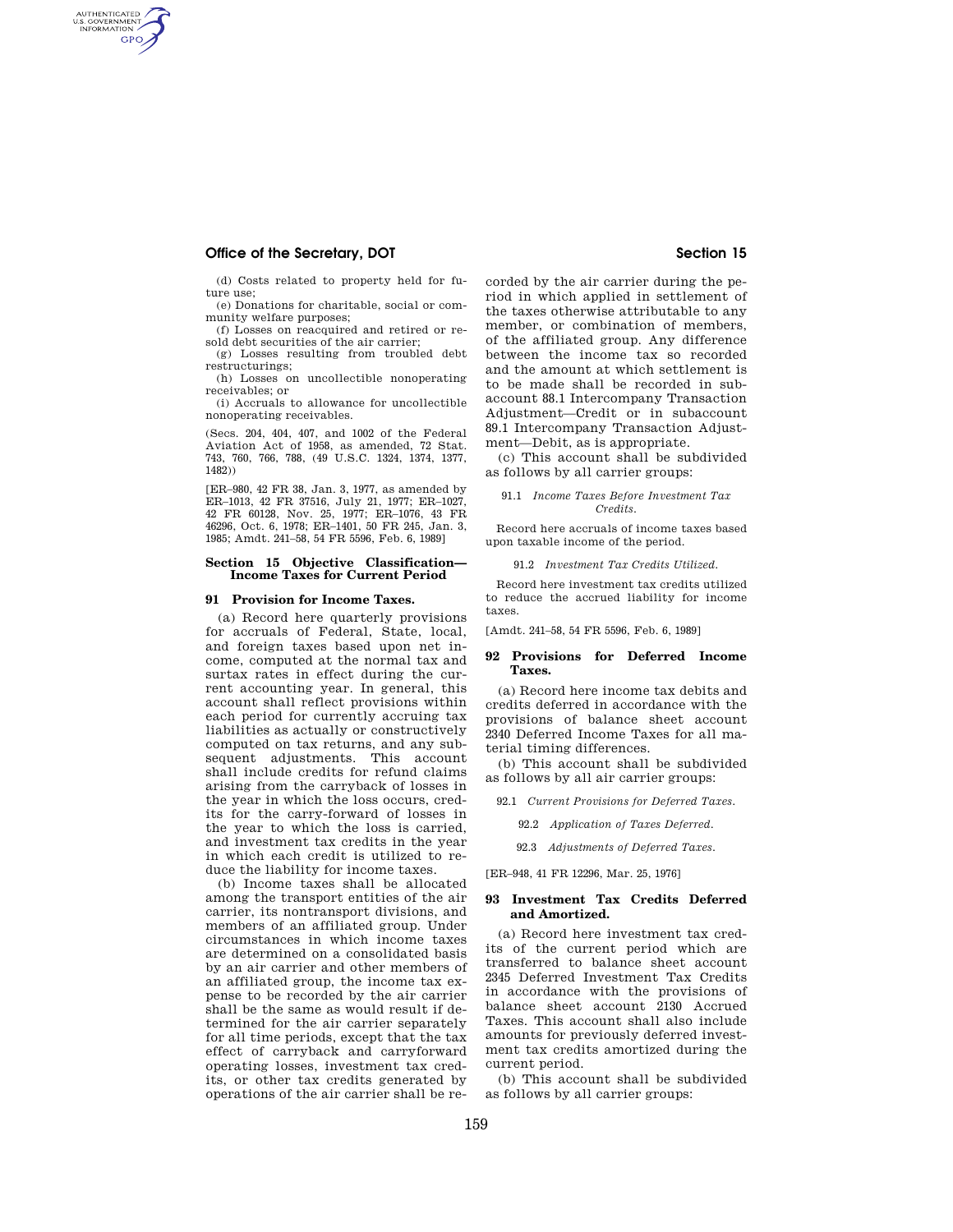(d) Costs related to property held for future use;

(e) Donations for charitable, social or community welfare purposes;

(f) Losses on reacquired and retired or resold debt securities of the air carrier;

(g) Losses resulting from troubled debt restructurings;

(h) Losses on uncollectible nonoperating receivables; or

(i) Accruals to allowance for uncollectible nonoperating receivables.

(Secs. 204, 404, 407, and 1002 of the Federal Aviation Act of 1958, as amended, 72 Stat. 743, 760, 766, 788, (49 U.S.C. 1324, 1374, 1377, 1482))

[ER–980, 42 FR 38, Jan. 3, 1977, as amended by ER–1013, 42 FR 37516, July 21, 1977; ER–1027, 42 FR 60128, Nov. 25, 1977; ER–1076, 43 FR 46296, Oct. 6, 1978; ER–1401, 50 FR 245, Jan. 3, 1985; Amdt. 241–58, 54 FR 5596, Feb. 6, 1989]

## Section 15 Objective Classification—Income Taxes for Current Period

### 91 Provision for Income Taxes.

(a) Record here quarterly provisions for accruals of Federal, State, local, and foreign taxes based upon net income, computed at the normal tax and surtax rates in effect during the current accounting year. In general, this account shall reflect provisions within each period for currently accruing tax liabilities as actually or constructively computed on tax returns, and any subsequent adjustments. This account shall include credits for refund claims arising from the carryback of losses in the year in which the loss occurs, credits for the carry-forward of losses in the year to which the loss is carried, and investment tax credits in the year in which each credit is utilized to reduce the liability for income taxes.

(b) Income taxes shall be allocated among the transport entities of the air carrier, its nontransport divisions, and members of an affiliated group. Under circumstances in which income taxes are determined on a consolidated basis by an air carrier and other members of an affiliated group, the income tax expense to be recorded by the air carrier shall be the same as would result if determined for the air carrier separately for all time periods, except that the tax effect of carryback and carryforward operating losses, investment tax credits, or other tax credits generated by operations of the air carrier shall be recorded by the air carrier during the period in which applied in settlement of the taxes otherwise attributable to any member, or combination of members, of the affiliated group. Any difference between the income tax so recorded and the amount at which settlement is to be made shall be recorded in subaccount 88.1 Intercompany Transaction Adjustment—Credit or in subaccount 89.1 Intercompany Transaction Adjustment—Debit, as is appropriate.

(c) This account shall be subdivided as follows by all carrier groups:

91.1 *Income Taxes Before Investment Tax Credits.*

Record here accruals of income taxes based upon taxable income of the period.

91.2 *Investment Tax Credits Utilized.*

Record here investment tax credits utilized to reduce the accrued liability for income taxes.

[Amdt. 241–58, 54 FR 5596, Feb. 6, 1989]

### 92 Provisions for Deferred Income Taxes.

(a) Record here income tax debits and credits deferred in accordance with the provisions of balance sheet account 2340 Deferred Income Taxes for all material timing differences.

(b) This account shall be subdivided as follows by all air carrier groups:

92.1 *Current Provisions for Deferred Taxes.*

92.2 *Application of Taxes Deferred.*

92.3 *Adjustments of Deferred Taxes.*

[ER–948, 41 FR 12296, Mar. 25, 1976]

### 93 Investment Tax Credits Deferred and Amortized.

(a) Record here investment tax credits of the current period which are transferred to balance sheet account 2345 Deferred Investment Tax Credits in accordance with the provisions of balance sheet account 2130 Accrued Taxes. This account shall also include amounts for previously deferred investment tax credits amortized during the current period.

(b) This account shall be subdivided as follows by all carrier groups: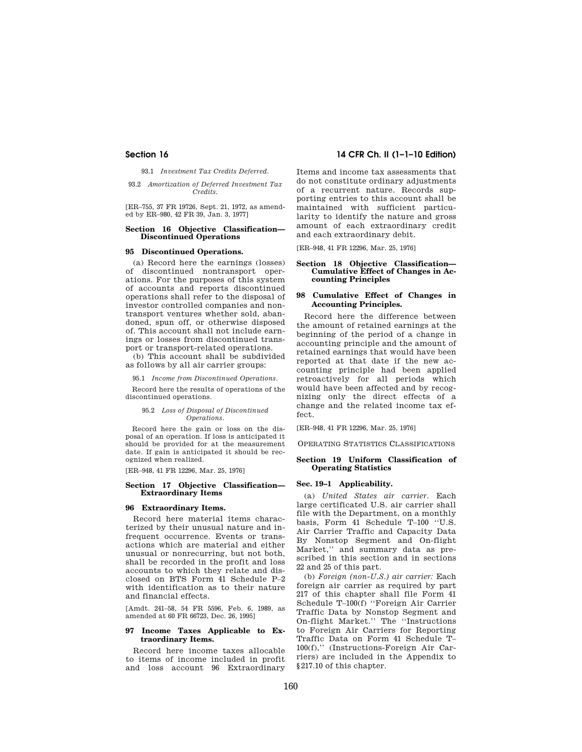93.1 *Investment Tax Credits Deferred.*

93.2 *Amortization of Deferred Investment Tax Credits.*

[ER–755, 37 FR 19726, Sept. 21, 1972, as amended by ER–980, 42 FR 39, Jan. 3, 1977]

### Section 16 Objective Classification—Discontinued Operations

#### 95 Discontinued Operations.

(a) Record here the earnings (losses) of discontinued nontransport operations. For the purposes of this system of accounts and reports discontinued operations shall refer to the disposal of investor controlled companies and nontransport ventures whether sold, abandoned, spun off, or otherwise disposed of. This account shall not include earnings or losses from discontinued transport or transport-related operations.

(b) This account shall be subdivided as follows by all air carrier groups:

95.1 *Income from Discontinued Operations.*

Record here the results of operations of the discontinued operations.

95.2 *Loss of Disposal of Discontinued Operations.*

Record here the gain or loss on the disposal of an operation. If loss is anticipated it should be provided for at the measurement date. If gain is anticipated it should be recognized when realized.

[ER–948, 41 FR 12296, Mar. 25, 1976]

### Section 17 Objective Classification—Extraordinary Items

#### 96 Extraordinary Items.

Record here material items characterized by their unusual nature and infrequent occurrence. Events or transactions which are material and either unusual or nonrecurring, but not both, shall be recorded in the profit and loss accounts to which they relate and disclosed on BTS Form 41 Schedule P–2 with identification as to their nature and financial effects.

[Amdt. 241–58, 54 FR 5596, Feb. 6, 1989, as amended at 60 FR 66723, Dec. 26, 1995]

#### 97 Income Taxes Applicable to Extraordinary Items.

Record here income taxes allocable to items of income included in profit and loss account 96 Extraordinary Items and income tax assessments that do not constitute ordinary adjustments of a recurrent nature. Records supporting entries to this account shall be maintained with sufficient particularity to identify the nature and gross amount of each extraordinary credit and each extraordinary debit.

[ER–948, 41 FR 12296, Mar. 25, 1976]

### Section 18 Objective Classification—Cumulative Effect of Changes in Accounting Principles

#### 98 Cumulative Effect of Changes in Accounting Principles.

Record here the difference between the amount of retained earnings at the beginning of the period of a change in accounting principle and the amount of retained earnings that would have been reported at that date if the new accounting principle had been applied retroactively for all periods which would have been affected and by recognizing only the direct effects of a change and the related income tax effect.

[ER–948, 41 FR 12296, Mar. 25, 1976]

## OPERATING STATISTICS CLASSIFICATIONS

### Section 19 Uniform Classification of Operating Statistics

#### Sec. 19–1 Applicability.

(a) *United States air carrier.* Each large certificated U.S. air carrier shall file with the Department, on a monthly basis, Form 41 Schedule T–100 ''U.S. Air Carrier Traffic and Capacity Data By Nonstop Segment and On-flight Market,'' and summary data as prescribed in this section and in sections 22 and 25 of this part.

(b) *Foreign (non-U.S.) air carrier:* Each foreign air carrier as required by part 217 of this chapter shall file Form 41 Schedule T–100(f) ''Foreign Air Carrier Traffic Data by Nonstop Segment and On-flight Market.'' The ''Instructions to Foreign Air Carriers for Reporting Traffic Data on Form 41 Schedule T–100(f),'' (Instructions-Foreign Air Carriers) are included in the Appendix to §217.10 of this chapter.